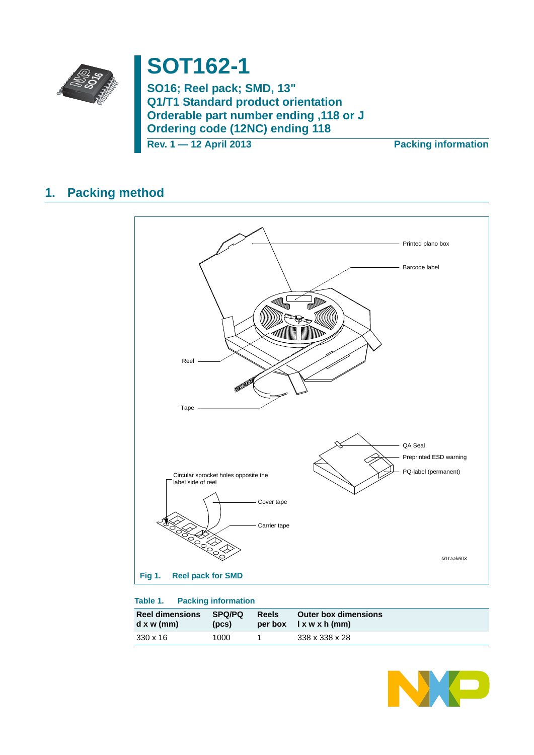# SOT162-1

**SO16; Reel pack; SMD, 13"**
**Q1/T1 Standard product orientation**
**Orderable part number ending ,118 or J**
**Ordering code (12NC) ending 118**

**Rev. 1 — 12 April 2013** **Packing information**

## 1. Packing method

Printed plano box

Barcode label

Reel

Tape

QA Seal

Preprinted ESD warning

PQ-label (permanent)

Circular sprocket holes opposite the label side of reel

Cover tape

Carrier tape

001aak603

**Fig 1. Reel pack for SMD**

**Table 1. Packing information**

| Reel dimensions d x w (mm) | SPQ/PQ (pcs) | Reels per box | Outer box dimensions l x w x h (mm) |
|---|---|---|---|
| 330 x 16 | 1000 | 1 | 338 x 338 x 28 |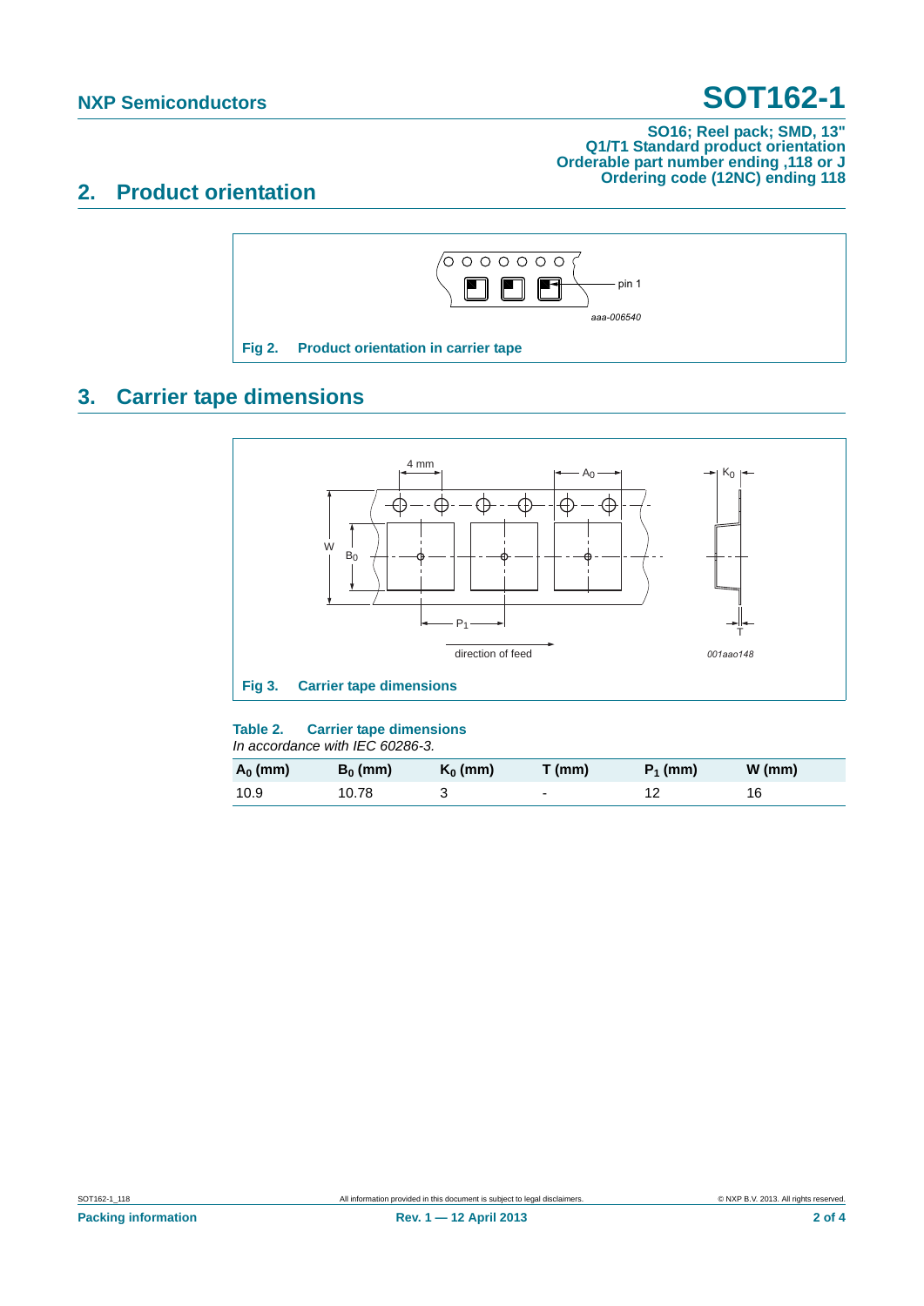## 2. Product orientation

pin 1

aaa-006540

Fig 2. Product orientation in carrier tape

## 3. Carrier tape dimensions

4 mm

$A_0$

$K_0$

W

$B_0$

$P_1$

T

direction of feed

001aao148

Fig 3. Carrier tape dimensions

**Table 2. Carrier tape dimensions**

*In accordance with IEC 60286-3.*

| $A_0$ (mm) | $B_0$ (mm) | $K_0$ (mm) | T (mm) | $P_1$ (mm) | W (mm) |
|---|---|---|---|---|---|
| 10.9 | 10.78 | 3 | - | 12 | 16 |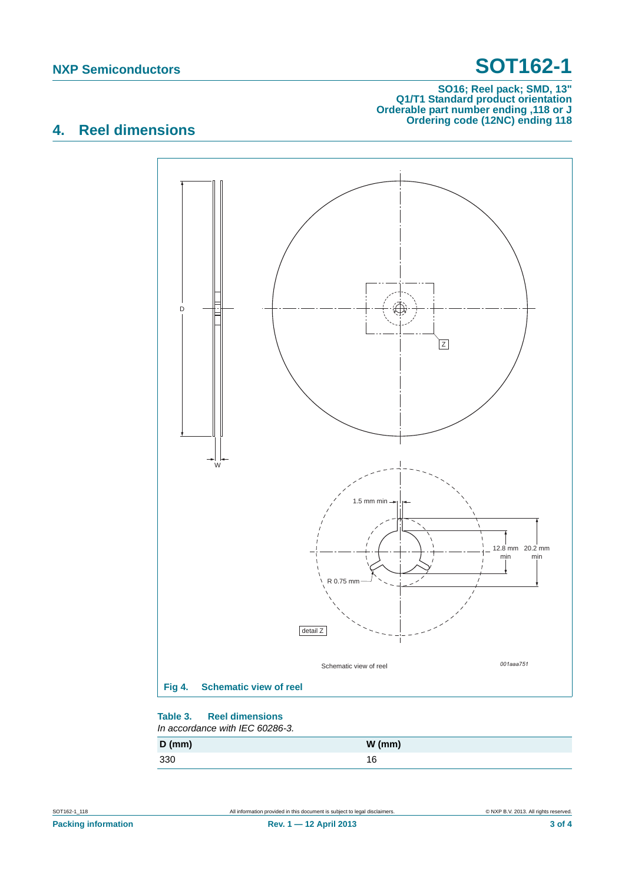## 4. Reel dimensions

D

W

Z

1.5 mm min

12.8 mm min

20.2 mm min

R 0.75 mm

detail Z

Schematic view of reel

001aaa751

**Fig 4. Schematic view of reel**

**Table 3. Reel dimensions**

*In accordance with IEC 60286-3.*

| D (mm) | W (mm) |
|---|---|
| 330 | 16 |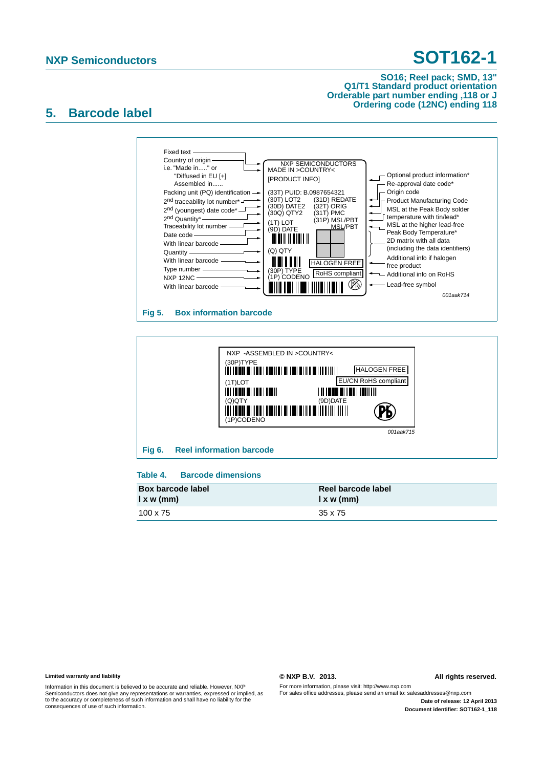SO16; Reel pack; SMD, 13"
Q1/T1 Standard product orientation
Orderable part number ending ,118 or J
Ordering code (12NC) ending 118

## 5. Barcode label

Fixed text
Country of origin
i.e. "Made in....." or
"Diffused in EU [+]
Assembled in......
Packing unit (PQ) identification
2nd traceability lot number*
2nd (youngest) date code*
2nd Quantity*
Traceability lot number
Date code
With linear barcode
Quantity
With linear barcode
Type number
NXP 12NC
With linear barcode

NXP SEMICONDUCTORS
MADE IN >COUNTRY<
[PRODUCT INFO]
(33T) PUID: B.0987654321
(30T) LOT2
(30D) DATE2
(30Q) QTY2
(1T) LOT
(9D) DATE
(Q) QTY
(30P) TYPE
(1P) CODENO
(31D) REDATE
(32T) ORIG
(31T) PMC
(31P) MSL/PBT
MSL/PBT
HALOGEN FREE
RoHS compliant

Optional product information*
Re-approval date code*
Origin code
Product Manufacturing Code
MSL at the Peak Body solder temperature with tin/lead*
MSL at the higher lead-free Peak Body Temperature*
2D matrix with all data (including the data identifiers)
Additional info if halogen free product
Additional info on RoHS
Lead-free symbol

001aak714

**Fig 5. Box information barcode**

NXP -ASSEMBLED IN >COUNTRY<
(30P)TYPE
HALOGEN FREE
(1T)LOT
EU/CN RoHS compliant
(Q)QTY
(9D)DATE
(1P)CODENO

001aak715

**Fig 6. Reel information barcode**

**Table 4. Barcode dimensions**

| Box barcode label<br>l x w (mm) | Reel barcode label<br>l x w (mm) |
|---|---|
| 100 x 75 | 35 x 75 |